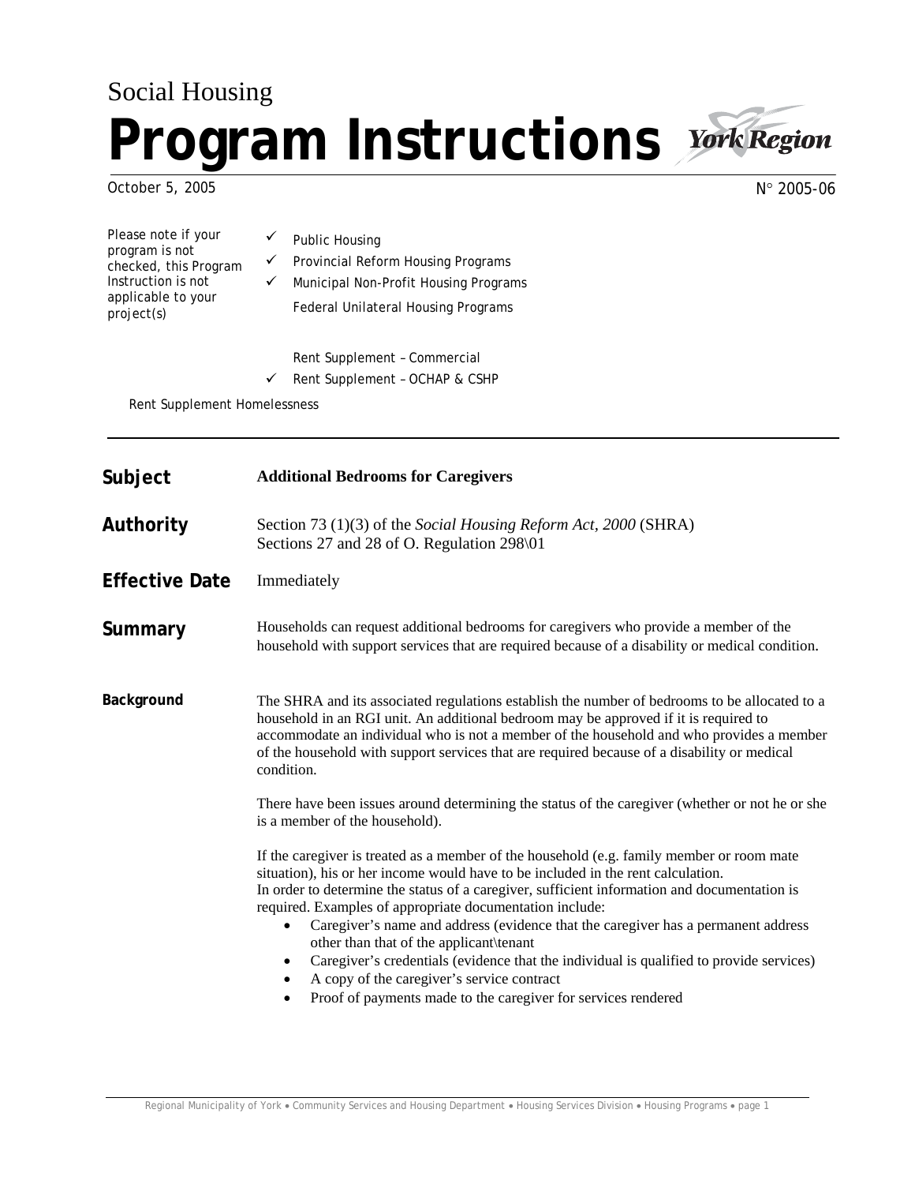Social Housing

# Program Instructions

York Region

October 5, 2005

N° 2005-06

Please note if your program is not checked, this Program Instruction is not applicable to your project(s)

- ✓ Public Housing
- ✓ Provincial Reform Housing Programs
- ✓ Municipal Non-Profit Housing Programs
- Federal Unilateral Housing Programs
- Rent Supplement – Commercial
- ✓ Rent Supplement – OCHAP & CSHP
- Rent Supplement Homelessness

---

**Subject**

**Additional Bedrooms for Caregivers**

**Authority**

Section 73 (1)(3) of the *Social Housing Reform Act, 2000* (SHRA)
Sections 27 and 28 of O. Regulation 298\01

**Effective Date**

Immediately

**Summary**

Households can request additional bedrooms for caregivers who provide a member of the household with support services that are required because of a disability or medical condition.

**Background**

The SHRA and its associated regulations establish the number of bedrooms to be allocated to a household in an RGI unit. An additional bedroom may be approved if it is required to accommodate an individual who is not a member of the household and who provides a member of the household with support services that are required because of a disability or medical condition.

There have been issues around determining the status of the caregiver (whether or not he or she is a member of the household).

If the caregiver is treated as a member of the household (e.g. family member or room mate situation), his or her income would have to be included in the rent calculation.
In order to determine the status of a caregiver, sufficient information and documentation is required. Examples of appropriate documentation include:

- Caregiver's name and address (evidence that the caregiver has a permanent address other than that of the applicant\tenant
- Caregiver's credentials (evidence that the individual is qualified to provide services)
- A copy of the caregiver's service contract
- Proof of payments made to the caregiver for services rendered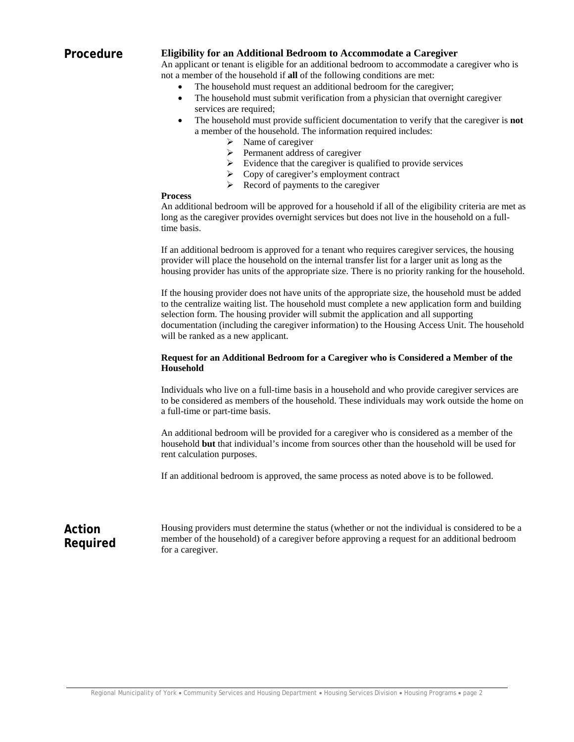## Procedure

**Eligibility for an Additional Bedroom to Accommodate a Caregiver**

An applicant or tenant is eligible for an additional bedroom to accommodate a caregiver who is not a member of the household if **all** of the following conditions are met:

- The household must request an additional bedroom for the caregiver;
- The household must submit verification from a physician that overnight caregiver services are required;
- The household must provide sufficient documentation to verify that the caregiver is **not** a member of the household. The information required includes:
  - Name of caregiver
  - Permanent address of caregiver
  - Evidence that the caregiver is qualified to provide services
  - Copy of caregiver's employment contract
  - Record of payments to the caregiver

**Process**

An additional bedroom will be approved for a household if all of the eligibility criteria are met as long as the caregiver provides overnight services but does not live in the household on a full-time basis.

If an additional bedroom is approved for a tenant who requires caregiver services, the housing provider will place the household on the internal transfer list for a larger unit as long as the housing provider has units of the appropriate size. There is no priority ranking for the household.

If the housing provider does not have units of the appropriate size, the household must be added to the centralize waiting list. The household must complete a new application form and building selection form. The housing provider will submit the application and all supporting documentation (including the caregiver information) to the Housing Access Unit. The household will be ranked as a new applicant.

**Request for an Additional Bedroom for a Caregiver who is Considered a Member of the Household**

Individuals who live on a full-time basis in a household and who provide caregiver services are to be considered as members of the household. These individuals may work outside the home on a full-time or part-time basis.

An additional bedroom will be provided for a caregiver who is considered as a member of the household **but** that individual's income from sources other than the household will be used for rent calculation purposes.

If an additional bedroom is approved, the same process as noted above is to be followed.

## Action Required

Housing providers must determine the status (whether or not the individual is considered to be a member of the household) of a caregiver before approving a request for an additional bedroom for a caregiver.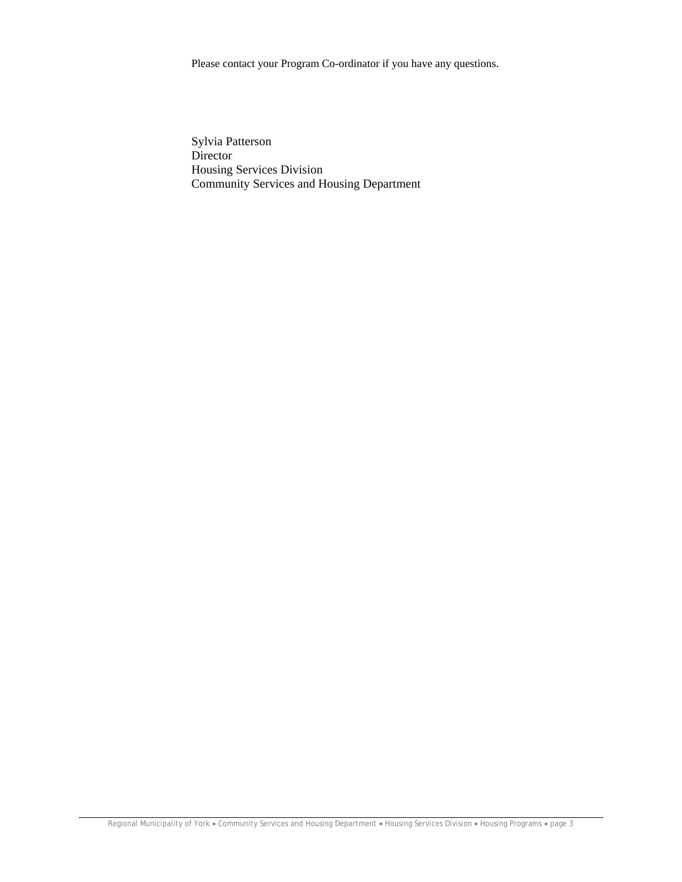Please contact your Program Co-ordinator if you have any questions.

Sylvia Patterson  
Director  
Housing Services Division  
Community Services and Housing Department